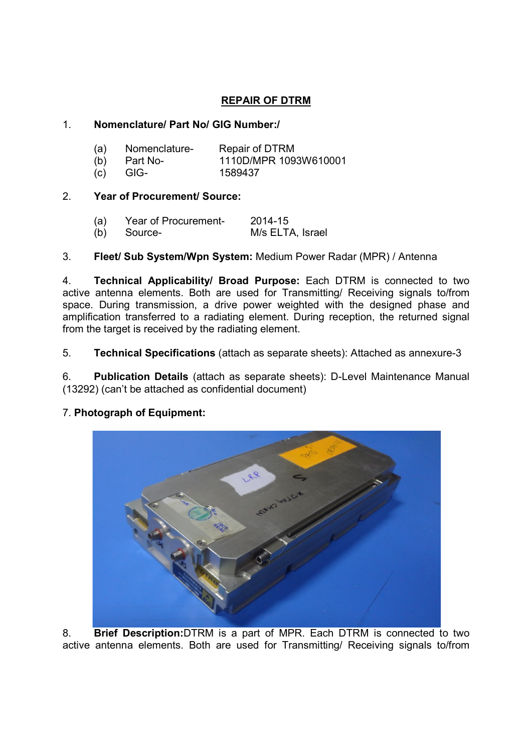# REPAIR OF DTRM

1. **Nomenclature/ Part No/ GIG Number:/**

   (a) Nomenclature- Repair of DTRM
   (b) Part No- 1110D/MPR 1093W610001
   (c) GIG- 1589437

2. **Year of Procurement/ Source:**

   (a) Year of Procurement- 2014-15
   (b) Source- M/s ELTA, Israel

3. **Fleet/ Sub System/Wpn System:** Medium Power Radar (MPR) / Antenna

4. **Technical Applicability/ Broad Purpose:** Each DTRM is connected to two active antenna elements. Both are used for Transmitting/ Receiving signals to/from space. During transmission, a drive power weighted with the designed phase and amplification transferred to a radiating element. During reception, the returned signal from the target is received by the radiating element.

5. **Technical Specifications** (attach as separate sheets): Attached as annexure-3

6. **Publication Details** (attach as separate sheets): D-Level Maintenance Manual (13292) (can't be attached as confidential document)

7. **Photograph of Equipment:**

8. **Brief Description:**DTRM is a part of MPR. Each DTRM is connected to two active antenna elements. Both are used for Transmitting/ Receiving signals to/from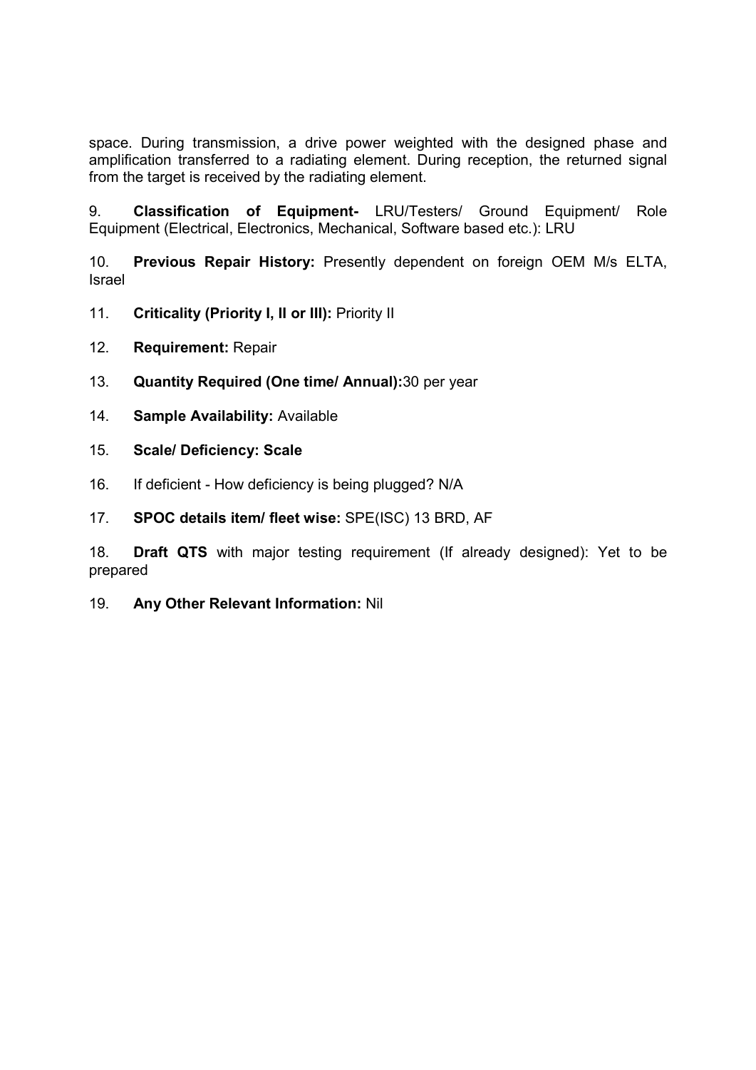space. During transmission, a drive power weighted with the designed phase and amplification transferred to a radiating element. During reception, the returned signal from the target is received by the radiating element.

9. **Classification of Equipment-** LRU/Testers/ Ground Equipment/ Role Equipment (Electrical, Electronics, Mechanical, Software based etc.): LRU

10. **Previous Repair History:** Presently dependent on foreign OEM M/s ELTA, Israel

11. **Criticality (Priority I, II or III):** Priority II

12. **Requirement:** Repair

13. **Quantity Required (One time/ Annual):**30 per year

14. **Sample Availability:** Available

15. **Scale/ Deficiency: Scale**

16. If deficient - How deficiency is being plugged? N/A

17. **SPOC details item/ fleet wise:** SPE(ISC) 13 BRD, AF

18. **Draft QTS** with major testing requirement (If already designed): Yet to be prepared

19. **Any Other Relevant Information:** Nil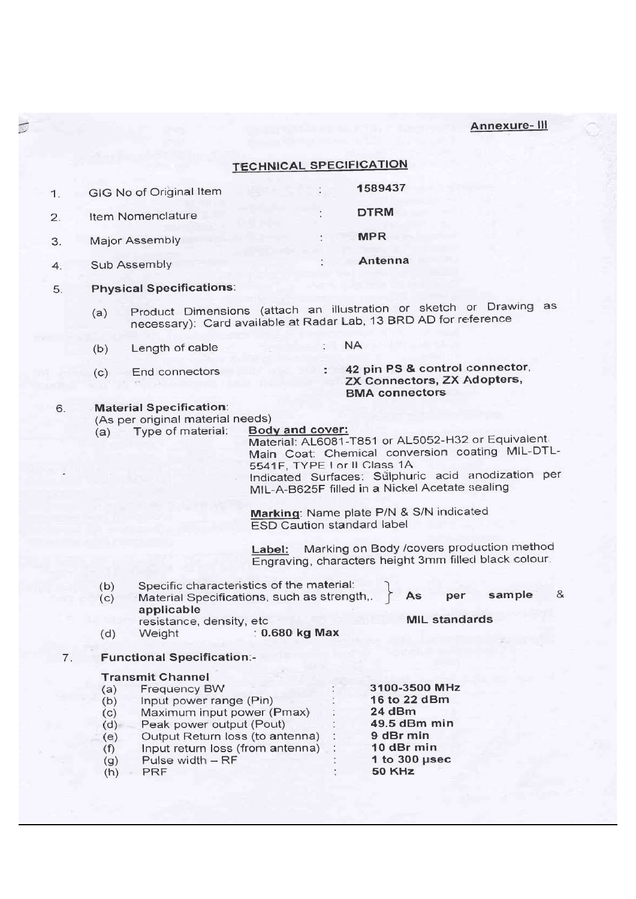**Annexure- III**

## TECHNICAL SPECIFICATION

1. GIG No of Original Item : **1589437**
2. Item Nomenclature : **DTRM**
3. Major Assembly : **MPR**
4. Sub Assembly : **Antenna**
5. **Physical Specifications**:
   - (a) Product Dimensions (attach an illustration or sketch or Drawing as necessary): Card available at Radar Lab, 13 BRD AD for reference
   - (b) Length of cable : NA
   - (c) End connectors : **42 pin PS & control connector, ZX Connectors, ZX Adopters, BMA connectors**
6. **Material Specification**:
   (As per original material needs)
   - (a) Type of material: **Body and cover:**
     Material: AL6081-T851 or AL5052-H32 or Equivalent
     Main Coat: Chemical conversion coating MIL-DTL-5541F, TYPE I or II Class 1A
     Indicated Surfaces: Sulphuric acid anodization per MIL-A-B625F filled in a Nickel Acetate sealing

     **Marking**: Name plate P/N & S/N indicated
     ESD Caution standard label

     **Label:** Marking on Body /covers production method Engraving, characters height 3mm filled black colour.
   - (b) Specific characteristics of the material:
   - (c) Material Specifications, such as strength, resistance, density, etc } **As per sample & applicable MIL standards**
   - (d) Weight : **0.680 kg Max**
7. **Functional Specification**:-

**Transmit Channel**

- (a) Frequency BW : **3100-3500 MHz**
- (b) Input power range (Pin) : **16 to 22 dBm**
- (c) Maximum input power (Pmax) : **24 dBm**
- (d) Peak power output (Pout) : **49.5 dBm min**
- (e) Output Return loss (to antenna) : **9 dBr min**
- (f) Input return loss (from antenna) : **10 dBr min**
- (g) Pulse width – RF : **1 to 300 μsec**
- (h) PRF : **50 KHz**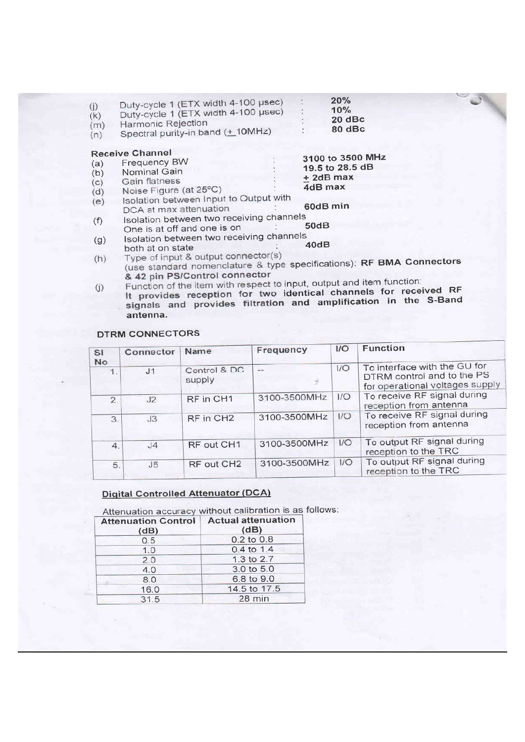(j) Duty-cycle 1 (ETX width 4-100 μsec) : **20%**
(k) Duty-cycle 1 (ETX width 4-100 μsec) : **10%**
(m) Harmonic Rejection : **20 dBc**
(n) Spectral purity-in band (± 10MHz) : **80 dBc**

**Receive Channel**

(a) Frequency BW : **3100 to 3500 MHz**
(b) Nominal Gain : **19.5 to 28.5 dB**
(c) Gain flatness : **± 2dB max**
(d) Noise Figure (at 25°C) : **4dB max**
(e) Isolation between Input to Output with DCA at max attenuation : **60dB min**
(f) Isolation between two receiving channels One is at off and one is on : **50dB**
(g) Isolation between two receiving channels both at on state : **40dB**
(h) Type of input & output connector(s) (use standard nomenclature & type specifications): **RF BMA Connectors & 42 pin PS/Control connector**
(j) Function of the item with respect to input, output and item function: **It provides reception for two identical channels for received RF signals and provides filtration and amplification in the S-Band antenna.**

**DTRM CONNECTORS**

| Sl No | Connector | Name | Frequency | I/O | Function |
|---|---|---|---|---|---|
| 1. | J1 | Control & DC supply | -- | I/O | To interface with the GU for DTRM control and to the PS for operational voltages supply |
| 2. | J2 | RF in CH1 | 3100-3500MHz | I/O | To receive RF signal during reception from antenna |
| 3. | J3 | RF in CH2 | 3100-3500MHz | I/O | To receive RF signal during reception from antenna |
| 4. | J4 | RF out CH1 | 3100-3500MHz | I/O | To output RF signal during reception to the TRC |
| 5. | J5 | RF out CH2 | 3100-3500MHz | I/O | To output RF signal during reception to the TRC |

**Digital Controlled Attenuator (DCA)**

Attenuation accuracy without calibration is as follows:

| Attenuation Control (dB) | Actual attenuation (dB) |
|---|---|
| 0.5 | 0.2 to 0.8 |
| 1.0 | 0.4 to 1.4 |
| 2.0 | 1.3 to 2.7 |
| 4.0 | 3.0 to 5.0 |
| 8.0 | 6.8 to 9.0 |
| 16.0 | 14.5 to 17.5 |
| 31.5 | 28 min |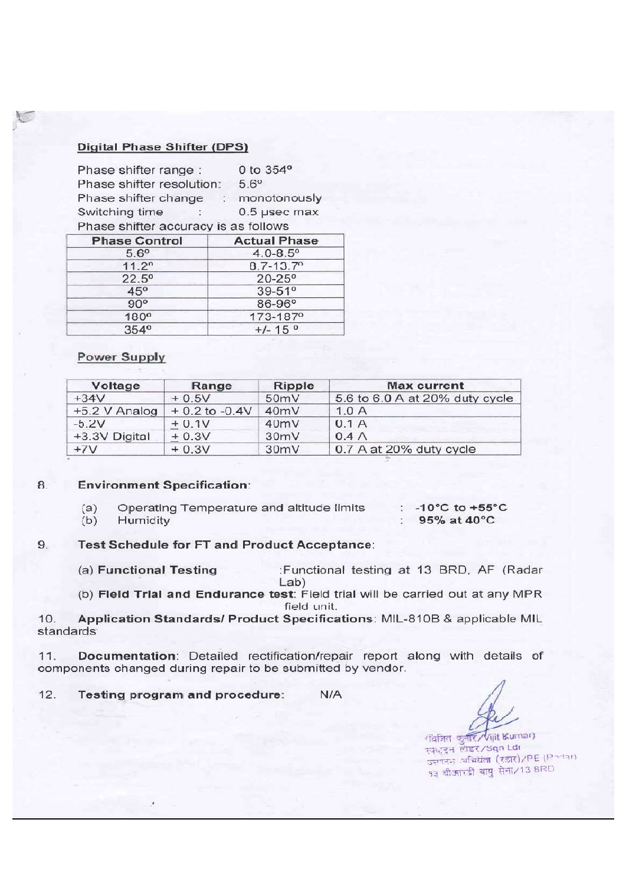**Digital Phase Shifter (DPS)**

Phase shifter range : 0 to 354°
Phase shifter resolution: 5.6°
Phase shifter change : monotonously
Switching time : 0.5 µsec max
Phase shifter accuracy is as follows

| Phase Control | Actual Phase |
|---|---|
| 5.6° | 4.0-8.5° |
| 11.2° | 8.7-13.7° |
| 22.5° | 20-25° |
| 45° | 39-51° |
| 90° | 86-96° |
| 180° | 173-187° |
| 354° | +/- 15 ° |

**Power Supply**

| Voltage | Range | Ripple | Max current |
|---|---|---|---|
| +34V | + 0.5V | 50mV | 5.6 to 6.0 A at 20% duty cycle |
| +5.2 V Analog | + 0.2 to -0.4V | 40mV | 1.0 A |
| -5.2V | ± 0.1V | 40mV | 0.1 A |
| +3.3V Digital | ± 0.3V | 30mV | 0.4 A |
| +7V | + 0.3V | 30mV | 0.7 A at 20% duty cycle |

8. **Environment Specification**:

(a) Operating Temperature and altitude limits : **-10°C to +55°C**
(b) Humidity : **95% at 40°C**

9. **Test Schedule for FT and Product Acceptance**:

(a) **Functional Testing** :Functional testing at 13 BRD, AF (Radar Lab)
(b) **Field Trial and Endurance test**: Field trial will be carried out at any MPR field unit.

10. **Application Standards/ Product Specifications**: MIL-810B & applicable MIL standards

11. **Documentation**: Detailed rectification/repair report along with details of components changed during repair to be submitted by vendor.

12. **Testing program and procedure**: N/A

विजित कुमार/Vijit Kumar
स्क्वाड्रन लीडर/Sqn Ldr
उत्पादन अभियंता (रडार)/PE (Radar)
१३ बीआरडी वायु सेना/13 BRD